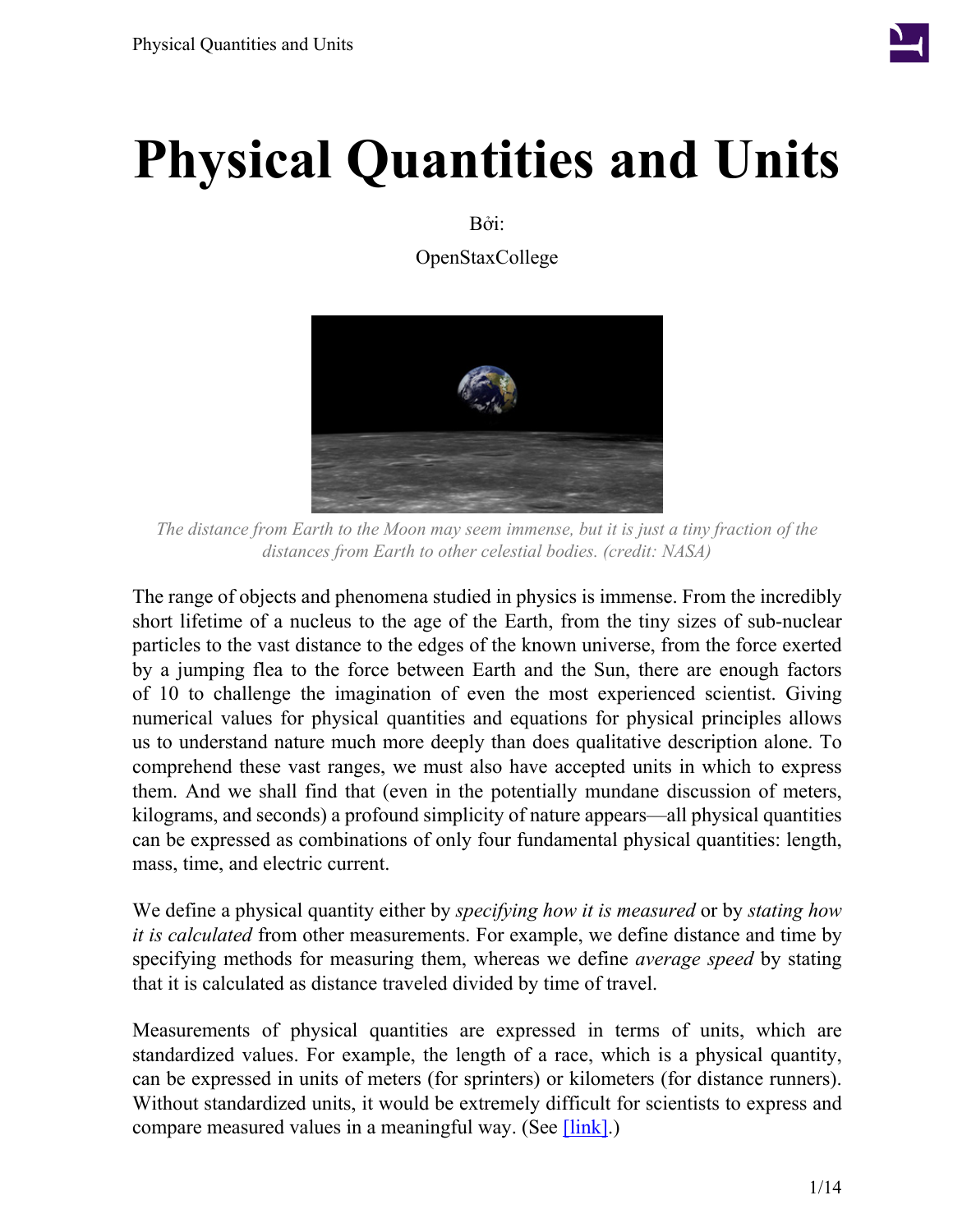# Physical Quantities and Units

Bởi:

OpenStaxCollege

The distance from Earth to the Moon may seem immense, but it is just a tiny fraction of the distances from Earth to other celestial bodies. (credit: NASA)

The range of objects and phenomena studied in physics is immense. From the incredibly short lifetime of a nucleus to the age of the Earth, from the tiny sizes of sub-nuclear particles to the vast distance to the edges of the known universe, from the force exerted by a jumping flea to the force between Earth and the Sun, there are enough factors of 10 to challenge the imagination of even the most experienced scientist. Giving numerical values for physical quantities and equations for physical principles allows us to understand nature much more deeply than does qualitative description alone. To comprehend these vast ranges, we must also have accepted units in which to express them. And we shall find that (even in the potentially mundane discussion of meters, kilograms, and seconds) a profound simplicity of nature appears—all physical quantities can be expressed as combinations of only four fundamental physical quantities: length, mass, time, and electric current.

We define a physical quantity either by *specifying how it is measured* or by *stating how it is calculated* from other measurements. For example, we define distance and time by specifying methods for measuring them, whereas we define *average speed* by stating that it is calculated as distance traveled divided by time of travel.

Measurements of physical quantities are expressed in terms of units, which are standardized values. For example, the length of a race, which is a physical quantity, can be expressed in units of meters (for sprinters) or kilometers (for distance runners). Without standardized units, it would be extremely difficult for scientists to express and compare measured values in a meaningful way. (See [link].)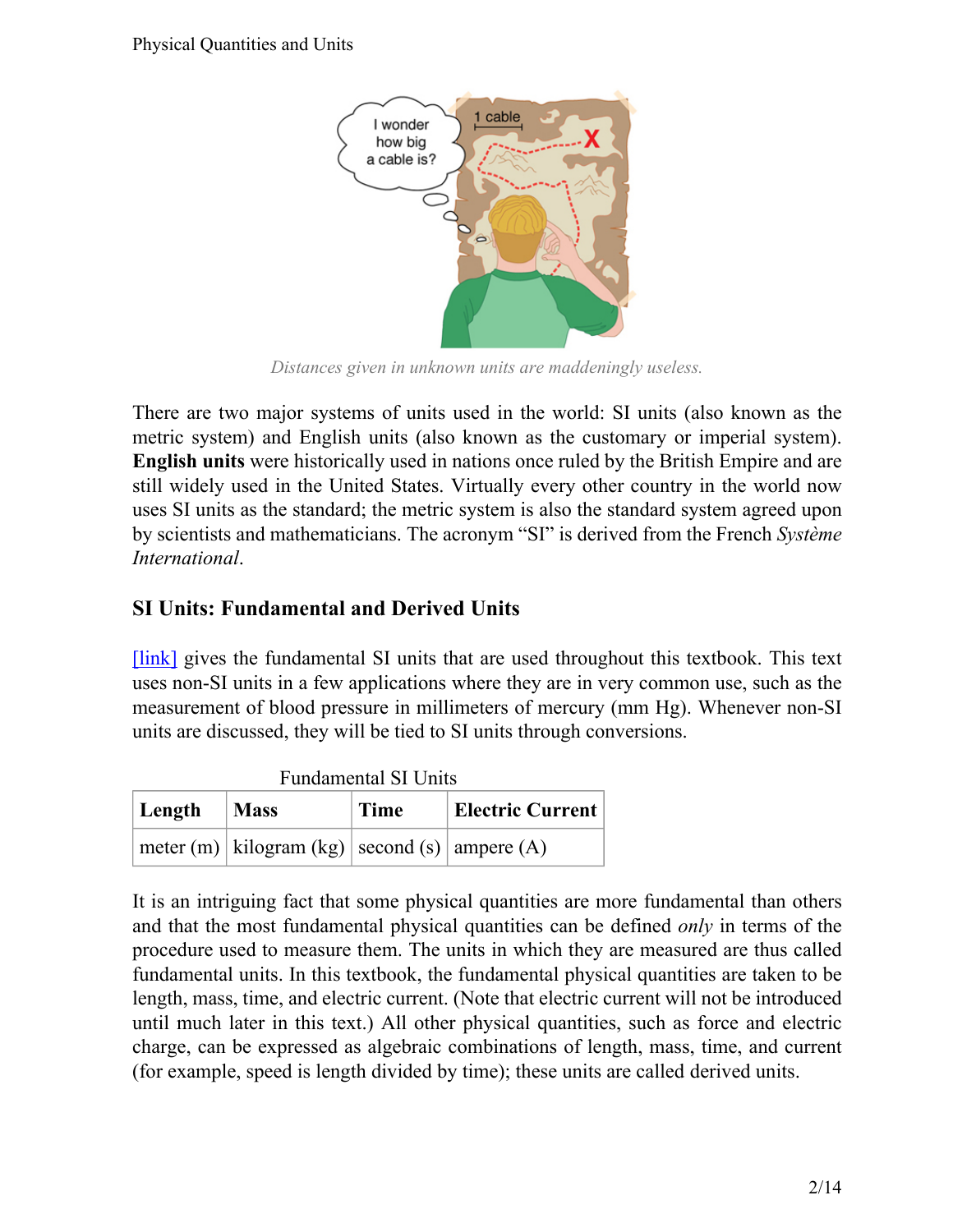*Distances given in unknown units are maddeningly useless.*

There are two major systems of units used in the world: SI units (also known as the metric system) and English units (also known as the customary or imperial system). **English units** were historically used in nations once ruled by the British Empire and are still widely used in the United States. Virtually every other country in the world now uses SI units as the standard; the metric system is also the standard system agreed upon by scientists and mathematicians. The acronym "SI" is derived from the French *Système International*.

## SI Units: Fundamental and Derived Units

[link] gives the fundamental SI units that are used throughout this textbook. This text uses non-SI units in a few applications where they are in very common use, such as the measurement of blood pressure in millimeters of mercury (mm Hg). Whenever non-SI units are discussed, they will be tied to SI units through conversions.

Fundamental SI Units

| Length | Mass | Time | Electric Current |
|---|---|---|---|
| meter (m) | kilogram (kg) | second (s) | ampere (A) |

It is an intriguing fact that some physical quantities are more fundamental than others and that the most fundamental physical quantities can be defined *only* in terms of the procedure used to measure them. The units in which they are measured are thus called fundamental units. In this textbook, the fundamental physical quantities are taken to be length, mass, time, and electric current. (Note that electric current will not be introduced until much later in this text.) All other physical quantities, such as force and electric charge, can be expressed as algebraic combinations of length, mass, time, and current (for example, speed is length divided by time); these units are called derived units.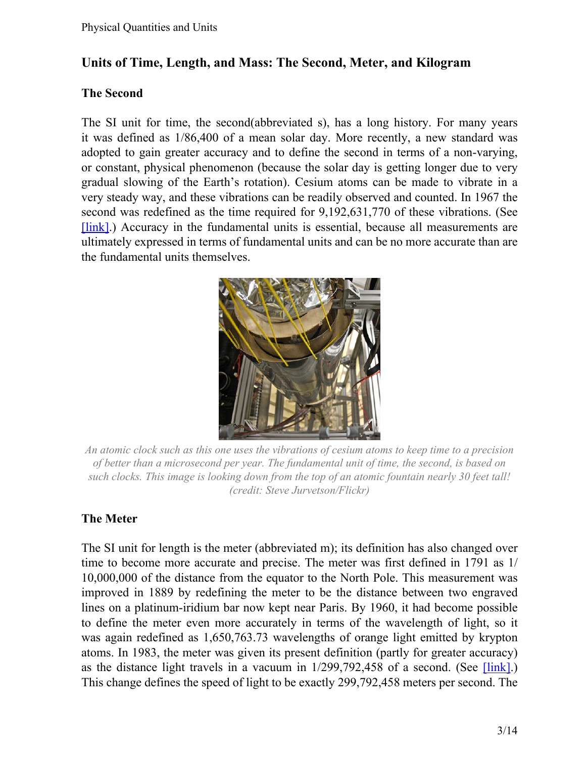## Units of Time, Length, and Mass: The Second, Meter, and Kilogram

### The Second

The SI unit for time, the second(abbreviated s), has a long history. For many years it was defined as 1/86,400 of a mean solar day. More recently, a new standard was adopted to gain greater accuracy and to define the second in terms of a non-varying, or constant, physical phenomenon (because the solar day is getting longer due to very gradual slowing of the Earth's rotation). Cesium atoms can be made to vibrate in a very steady way, and these vibrations can be readily observed and counted. In 1967 the second was redefined as the time required for 9,192,631,770 of these vibrations. (See [link].) Accuracy in the fundamental units is essential, because all measurements are ultimately expressed in terms of fundamental units and can be no more accurate than are the fundamental units themselves.

*An atomic clock such as this one uses the vibrations of cesium atoms to keep time to a precision of better than a microsecond per year. The fundamental unit of time, the second, is based on such clocks. This image is looking down from the top of an atomic fountain nearly 30 feet tall! (credit: Steve Jurvetson/Flickr)*

### The Meter

The SI unit for length is the meter (abbreviated m); its definition has also changed over time to become more accurate and precise. The meter was first defined in 1791 as 1/10,000,000 of the distance from the equator to the North Pole. This measurement was improved in 1889 by redefining the meter to be the distance between two engraved lines on a platinum-iridium bar now kept near Paris. By 1960, it had become possible to define the meter even more accurately in terms of the wavelength of light, so it was again redefined as 1,650,763.73 wavelengths of orange light emitted by krypton atoms. In 1983, the meter was given its present definition (partly for greater accuracy) as the distance light travels in a vacuum in 1/299,792,458 of a second. (See [link].) This change defines the speed of light to be exactly 299,792,458 meters per second. The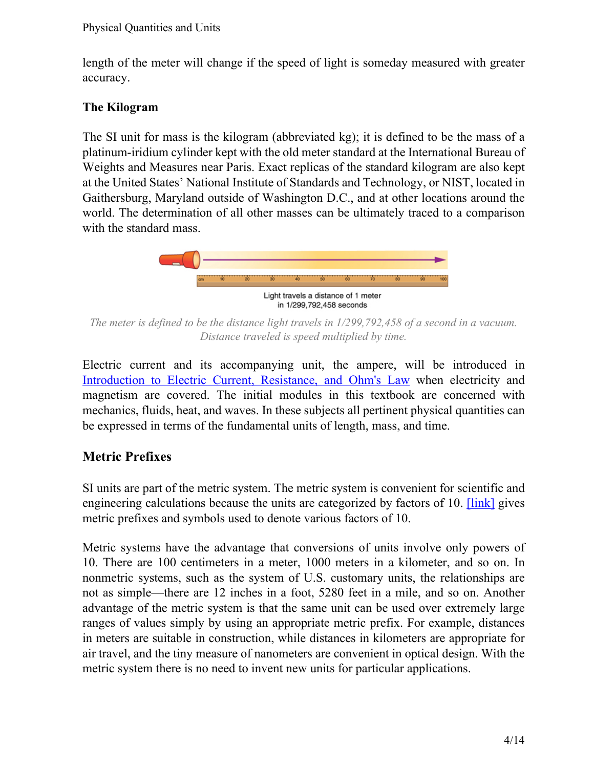length of the meter will change if the speed of light is someday measured with greater accuracy.

### The Kilogram

The SI unit for mass is the kilogram (abbreviated kg); it is defined to be the mass of a platinum-iridium cylinder kept with the old meter standard at the International Bureau of Weights and Measures near Paris. Exact replicas of the standard kilogram are also kept at the United States' National Institute of Standards and Technology, or NIST, located in Gaithersburg, Maryland outside of Washington D.C., and at other locations around the world. The determination of all other masses can be ultimately traced to a comparison with the standard mass.

Light travels a distance of 1 meter in 1/299,792,458 seconds

*The meter is defined to be the distance light travels in 1/299,792,458 of a second in a vacuum. Distance traveled is speed multiplied by time.*

Electric current and its accompanying unit, the ampere, will be introduced in [Introduction to Electric Current, Resistance, and Ohm's Law] when electricity and magnetism are covered. The initial modules in this textbook are concerned with mechanics, fluids, heat, and waves. In these subjects all pertinent physical quantities can be expressed in terms of the fundamental units of length, mass, and time.

## Metric Prefixes

SI units are part of the metric system. The metric system is convenient for scientific and engineering calculations because the units are categorized by factors of 10. [link] gives metric prefixes and symbols used to denote various factors of 10.

Metric systems have the advantage that conversions of units involve only powers of 10. There are 100 centimeters in a meter, 1000 meters in a kilometer, and so on. In nonmetric systems, such as the system of U.S. customary units, the relationships are not as simple—there are 12 inches in a foot, 5280 feet in a mile, and so on. Another advantage of the metric system is that the same unit can be used over extremely large ranges of values simply by using an appropriate metric prefix. For example, distances in meters are suitable in construction, while distances in kilometers are appropriate for air travel, and the tiny measure of nanometers are convenient in optical design. With the metric system there is no need to invent new units for particular applications.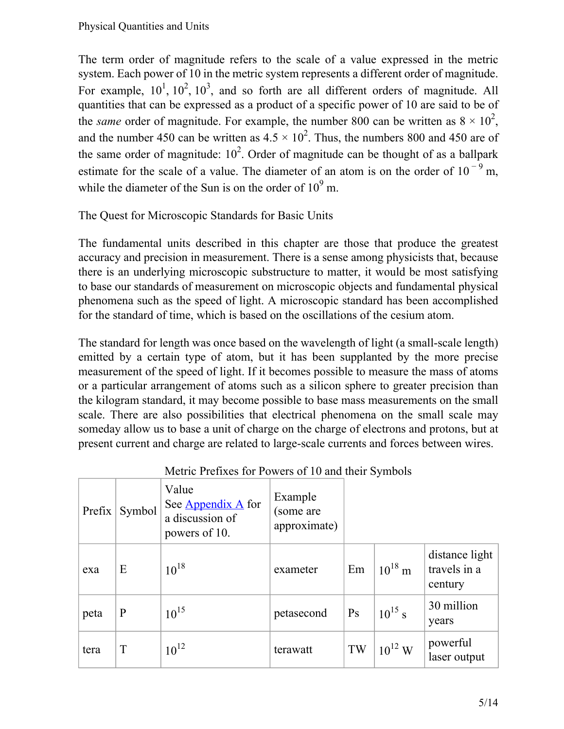The term order of magnitude refers to the scale of a value expressed in the metric system. Each power of 10 in the metric system represents a different order of magnitude. For example, $10^1$, $10^2$, $10^3$, and so forth are all different orders of magnitude. All quantities that can be expressed as a product of a specific power of 10 are said to be of the *same* order of magnitude. For example, the number 800 can be written as $8 \times 10^2$, and the number 450 can be written as $4.5 \times 10^2$. Thus, the numbers 800 and 450 are of the same order of magnitude: $10^2$. Order of magnitude can be thought of as a ballpark estimate for the scale of a value. The diameter of an atom is on the order of $10^{-9}$ m, while the diameter of the Sun is on the order of $10^9$ m.

## The Quest for Microscopic Standards for Basic Units

The fundamental units described in this chapter are those that produce the greatest accuracy and precision in measurement. There is a sense among physicists that, because there is an underlying microscopic substructure to matter, it would be most satisfying to base our standards of measurement on microscopic objects and fundamental physical phenomena such as the speed of light. A microscopic standard has been accomplished for the standard of time, which is based on the oscillations of the cesium atom.

The standard for length was once based on the wavelength of light (a small-scale length) emitted by a certain type of atom, but it has been supplanted by the more precise measurement of the speed of light. If it becomes possible to measure the mass of atoms or a particular arrangement of atoms such as a silicon sphere to greater precision than the kilogram standard, it may become possible to base mass measurements on the small scale. There are also possibilities that electrical phenomena on the small scale may someday allow us to base a unit of charge on the charge of electrons and protons, but at present current and charge are related to large-scale currents and forces between wires.

Metric Prefixes for Powers of 10 and their Symbols

| Prefix | Symbol | Value See Appendix A for a discussion of powers of 10. | Example (some are approximate) | | | |
|---|---|---|---|---|---|---|
| exa | E | $10^{18}$ | exameter | Em | $10^{18}$ m | distance light travels in a century |
| peta | P | $10^{15}$ | petasecond | Ps | $10^{15}$ s | 30 million years |
| tera | T | $10^{12}$ | terawatt | TW | $10^{12}$ W | powerful laser output |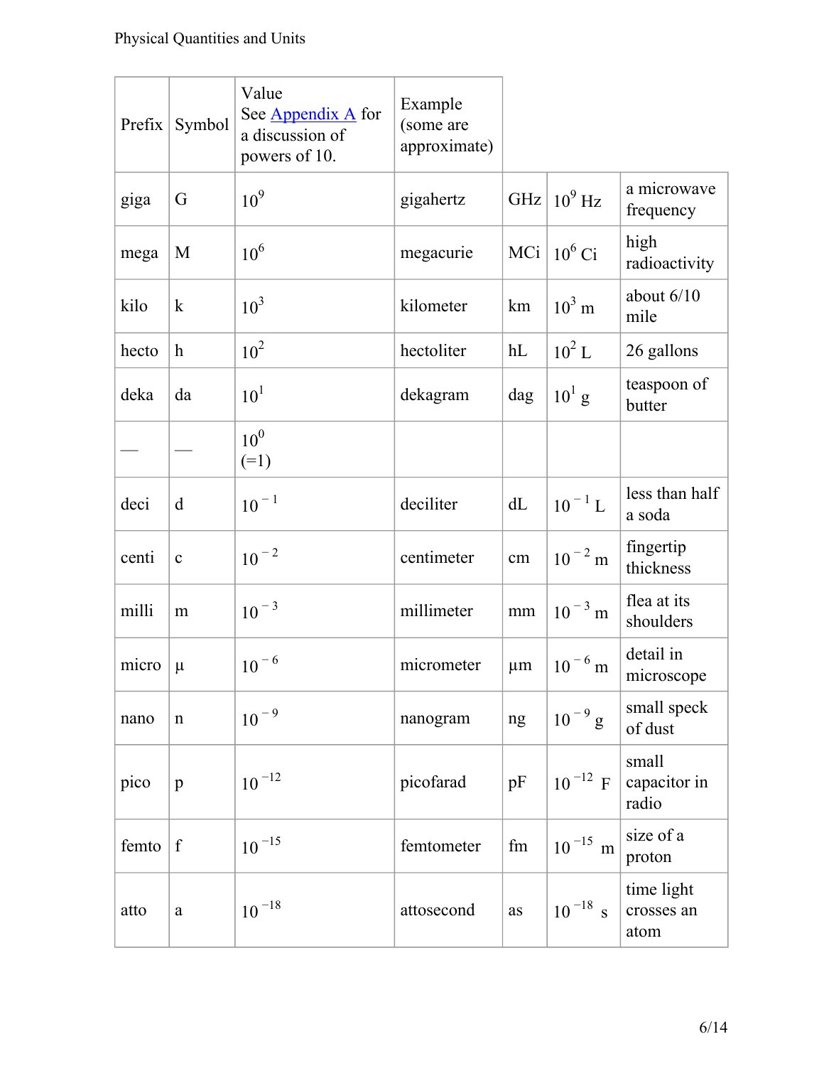| Prefix | Symbol | Value See Appendix A for a discussion of powers of 10. | Example (some are approximate) | | | |
|---|---|---|---|---|---|---|
| giga | G | $10^9$ | gigahertz | GHz | $10^9$ Hz | a microwave frequency |
| mega | M | $10^6$ | megacurie | MCi | $10^6$ Ci | high radioactivity |
| kilo | k | $10^3$ | kilometer | km | $10^3$ m | about 6/10 mile |
| hecto | h | $10^2$ | hectoliter | hL | $10^2$ L | 26 gallons |
| deka | da | $10^1$ | dekagram | dag | $10^1$ g | teaspoon of butter |
| — | — | $10^0$ (=1) | | | | |
| deci | d | $10^{-1}$ | deciliter | dL | $10^{-1}$ L | less than half a soda |
| centi | c | $10^{-2}$ | centimeter | cm | $10^{-2}$ m | fingertip thickness |
| milli | m | $10^{-3}$ | millimeter | mm | $10^{-3}$ m | flea at its shoulders |
| micro | µ | $10^{-6}$ | micrometer | µm | $10^{-6}$ m | detail in microscope |
| nano | n | $10^{-9}$ | nanogram | ng | $10^{-9}$ g | small speck of dust |
| pico | p | $10^{-12}$ | picofarad | pF | $10^{-12}$ F | small capacitor in radio |
| femto | f | $10^{-15}$ | femtometer | fm | $10^{-15}$ m | size of a proton |
| atto | a | $10^{-18}$ | attosecond | as | $10^{-18}$ s | time light crosses an atom |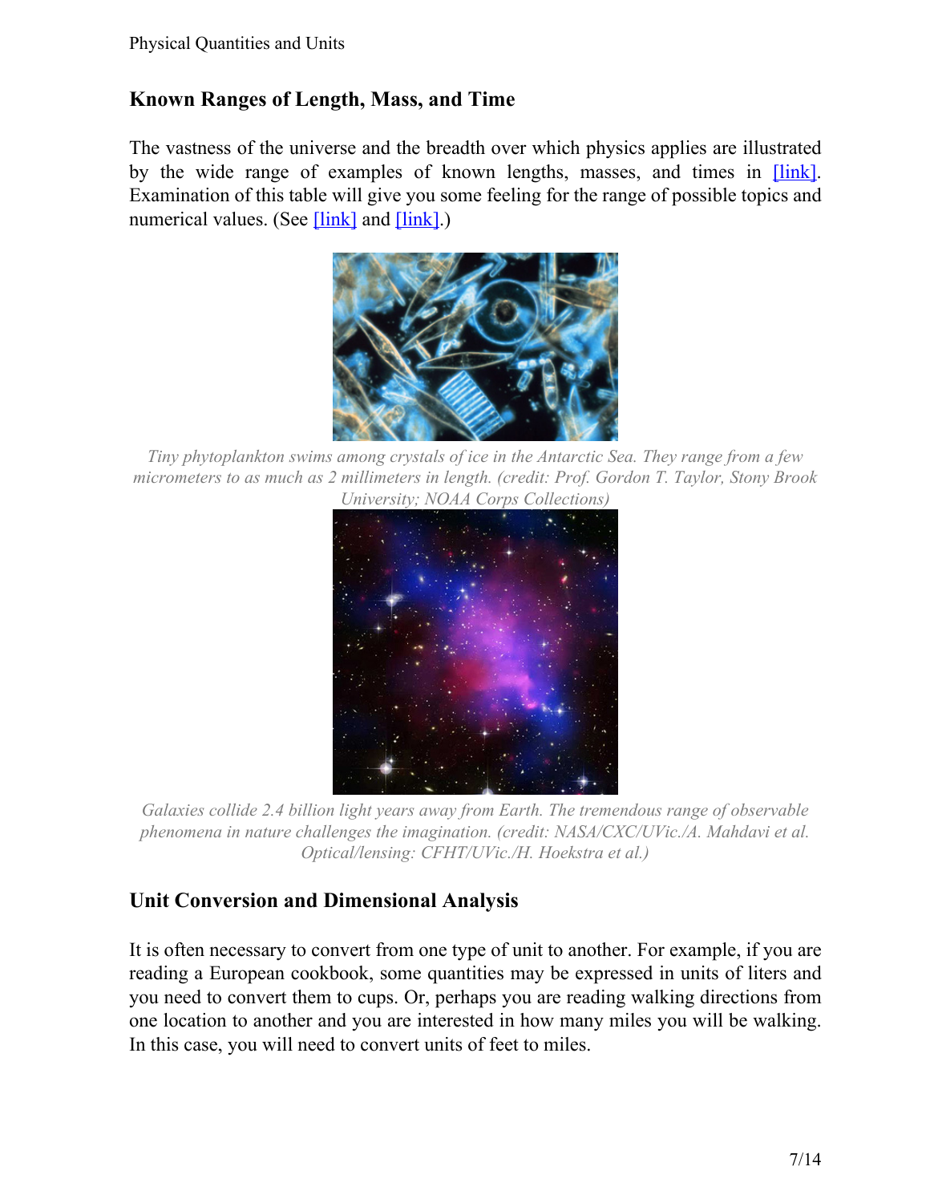## Known Ranges of Length, Mass, and Time

The vastness of the universe and the breadth over which physics applies are illustrated by the wide range of examples of known lengths, masses, and times in [link]. Examination of this table will give you some feeling for the range of possible topics and numerical values. (See [link] and [link].)

*Tiny phytoplankton swims among crystals of ice in the Antarctic Sea. They range from a few micrometers to as much as 2 millimeters in length. (credit: Prof. Gordon T. Taylor, Stony Brook University; NOAA Corps Collections)*

*Galaxies collide 2.4 billion light years away from Earth. The tremendous range of observable phenomena in nature challenges the imagination. (credit: NASA/CXC/UVic./A. Mahdavi et al. Optical/lensing: CFHT/UVic./H. Hoekstra et al.)*

## Unit Conversion and Dimensional Analysis

It is often necessary to convert from one type of unit to another. For example, if you are reading a European cookbook, some quantities may be expressed in units of liters and you need to convert them to cups. Or, perhaps you are reading walking directions from one location to another and you are interested in how many miles you will be walking. In this case, you will need to convert units of feet to miles.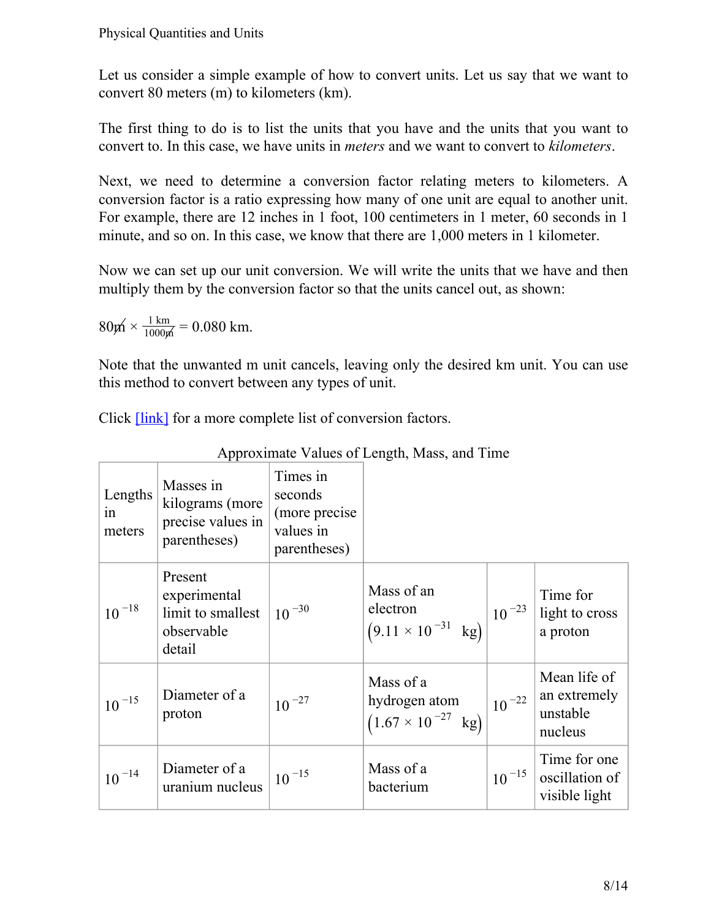Let us consider a simple example of how to convert units. Let us say that we want to convert 80 meters (m) to kilometers (km).

The first thing to do is to list the units that you have and the units that you want to convert to. In this case, we have units in *meters* and we want to convert to *kilometers*.

Next, we need to determine a conversion factor relating meters to kilometers. A conversion factor is a ratio expressing how many of one unit are equal to another unit. For example, there are 12 inches in 1 foot, 100 centimeters in 1 meter, 60 seconds in 1 minute, and so on. In this case, we know that there are 1,000 meters in 1 kilometer.

Now we can set up our unit conversion. We will write the units that we have and then multiply them by the conversion factor so that the units cancel out, as shown:

$$80\not{\text{m}} \times \frac{1\text{ km}}{1000\not{\text{m}}} = 0.080\text{ km}.$$

Note that the unwanted m unit cancels, leaving only the desired km unit. You can use this method to convert between any types of unit.

Click [link] for a more complete list of conversion factors.

Approximate Values of Length, Mass, and Time

| Lengths in meters | | Masses in kilograms (more precise values in parentheses) | | Times in seconds (more precise values in parentheses) | |
|---|---|---|---|---|---|
| $10^{-18}$ | Present experimental limit to smallest observable detail | $10^{-30}$ | Mass of an electron $\left(9.11 \times 10^{-31}\text{ kg}\right)$ | $10^{-23}$ | Time for light to cross a proton |
| $10^{-15}$ | Diameter of a proton | $10^{-27}$ | Mass of a hydrogen atom $\left(1.67 \times 10^{-27}\text{ kg}\right)$ | $10^{-22}$ | Mean life of an extremely unstable nucleus |
| $10^{-14}$ | Diameter of a uranium nucleus | $10^{-15}$ | Mass of a bacterium | $10^{-15}$ | Time for one oscillation of visible light |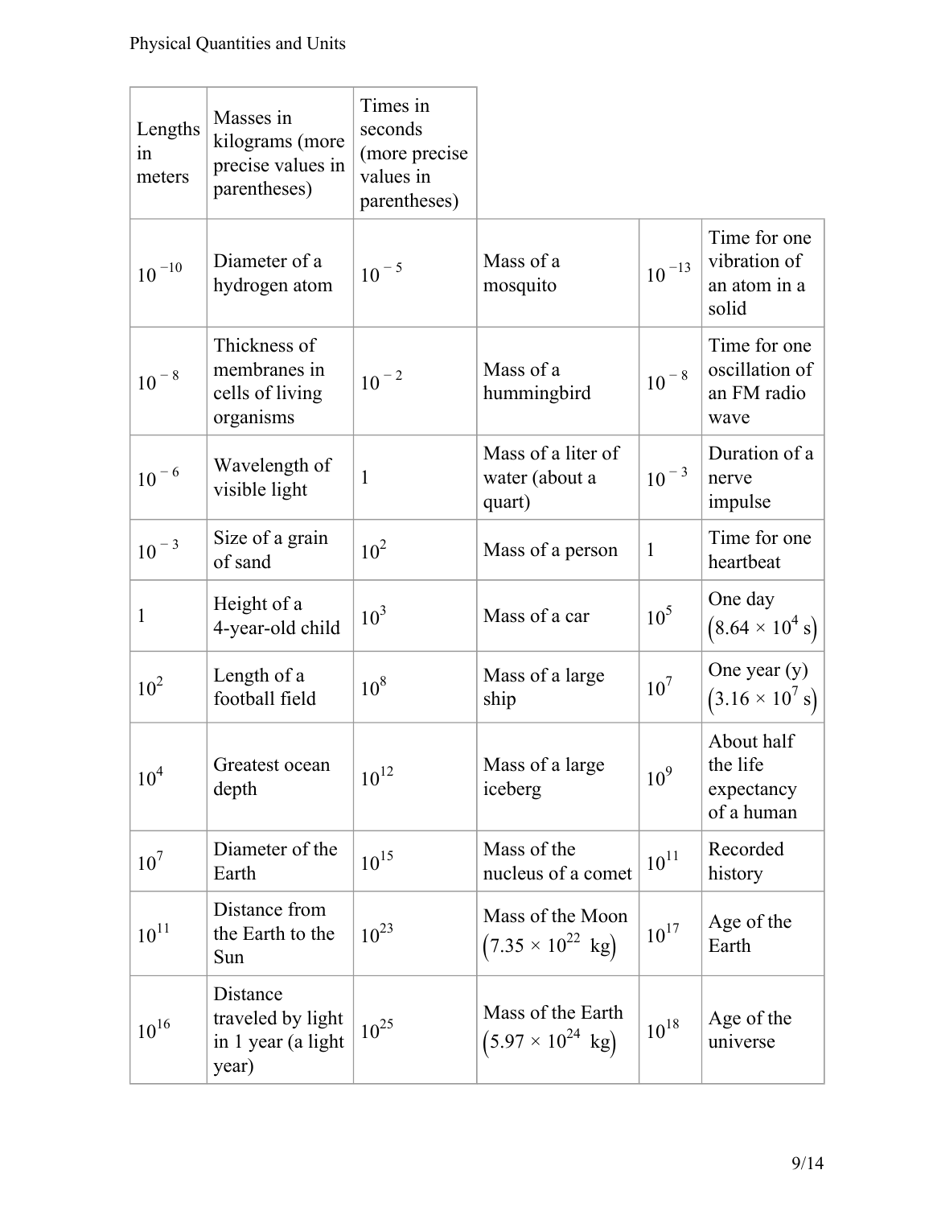| Lengths in meters | Masses in kilograms (more precise values in parentheses) | Times in seconds (more precise values in parentheses) | | | |
|---|---|---|---|---|---|
| $10^{-10}$ | Diameter of a hydrogen atom | $10^{-5}$ | Mass of a mosquito | $10^{-13}$ | Time for one vibration of an atom in a solid |
| $10^{-8}$ | Thickness of membranes in cells of living organisms | $10^{-2}$ | Mass of a hummingbird | $10^{-8}$ | Time for one oscillation of an FM radio wave |
| $10^{-6}$ | Wavelength of visible light | 1 | Mass of a liter of water (about a quart) | $10^{-3}$ | Duration of a nerve impulse |
| $10^{-3}$ | Size of a grain of sand | $10^{2}$ | Mass of a person | 1 | Time for one heartbeat |
| 1 | Height of a 4-year-old child | $10^{3}$ | Mass of a car | $10^{5}$ | One day $(8.64 \times 10^{4}\text{ s})$ |
| $10^{2}$ | Length of a football field | $10^{8}$ | Mass of a large ship | $10^{7}$ | One year (y) $(3.16 \times 10^{7}\text{ s})$ |
| $10^{4}$ | Greatest ocean depth | $10^{12}$ | Mass of a large iceberg | $10^{9}$ | About half the life expectancy of a human |
| $10^{7}$ | Diameter of the Earth | $10^{15}$ | Mass of the nucleus of a comet | $10^{11}$ | Recorded history |
| $10^{11}$ | Distance from the Earth to the Sun | $10^{23}$ | Mass of the Moon $(7.35 \times 10^{22}\text{ kg})$ | $10^{17}$ | Age of the Earth |
| $10^{16}$ | Distance traveled by light in 1 year (a light year) | $10^{25}$ | Mass of the Earth $(5.97 \times 10^{24}\text{ kg})$ | $10^{18}$ | Age of the universe |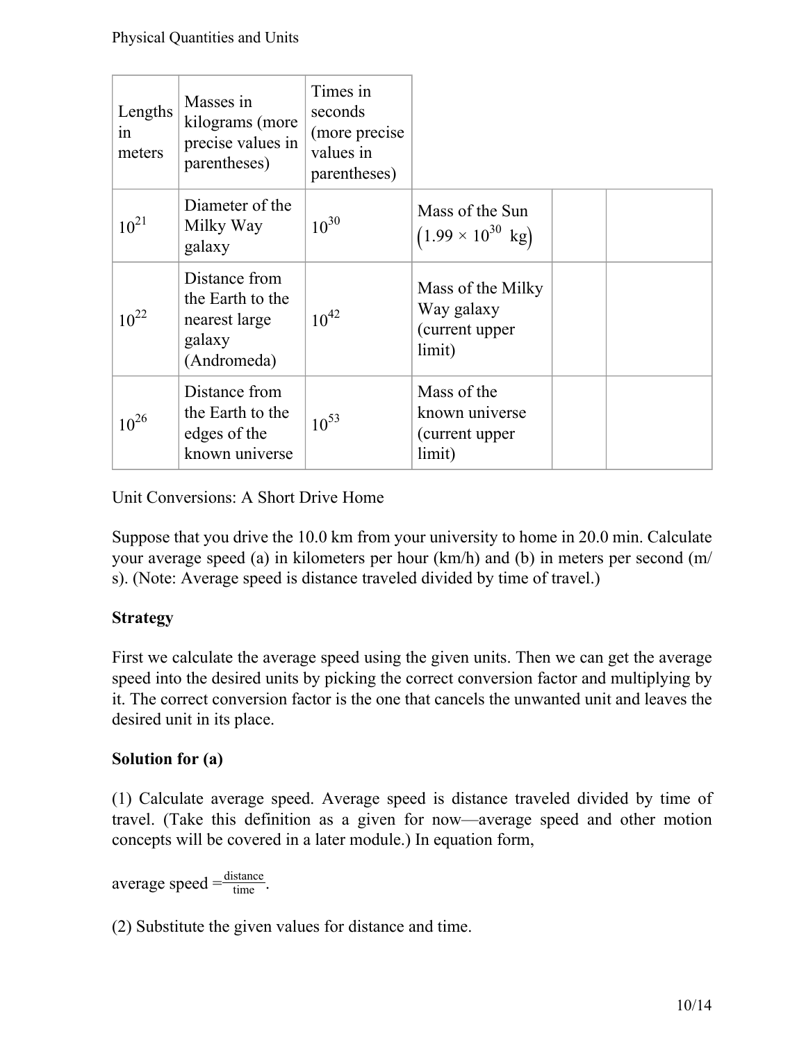| Lengths in meters | Masses in kilograms (more precise values in parentheses) | Times in seconds (more precise values in parentheses) | | | |
|---|---|---|---|---|---|
| $10^{21}$ | Diameter of the Milky Way galaxy | $10^{30}$ | Mass of the Sun $\left(1.99 \times 10^{30}\ \text{kg}\right)$ | | |
| $10^{22}$ | Distance from the Earth to the nearest large galaxy (Andromeda) | $10^{42}$ | Mass of the Milky Way galaxy (current upper limit) | | |
| $10^{26}$ | Distance from the Earth to the edges of the known universe | $10^{53}$ | Mass of the known universe (current upper limit) | | |

Unit Conversions: A Short Drive Home

Suppose that you drive the 10.0 km from your university to home in 20.0 min. Calculate your average speed (a) in kilometers per hour (km/h) and (b) in meters per second (m/s). (Note: Average speed is distance traveled divided by time of travel.)

**Strategy**

First we calculate the average speed using the given units. Then we can get the average speed into the desired units by picking the correct conversion factor and multiplying by it. The correct conversion factor is the one that cancels the unwanted unit and leaves the desired unit in its place.

**Solution for (a)**

(1) Calculate average speed. Average speed is distance traveled divided by time of travel. (Take this definition as a given for now—average speed and other motion concepts will be covered in a later module.) In equation form,

$$\text{average speed} = \frac{\text{distance}}{\text{time}}.$$

(2) Substitute the given values for distance and time.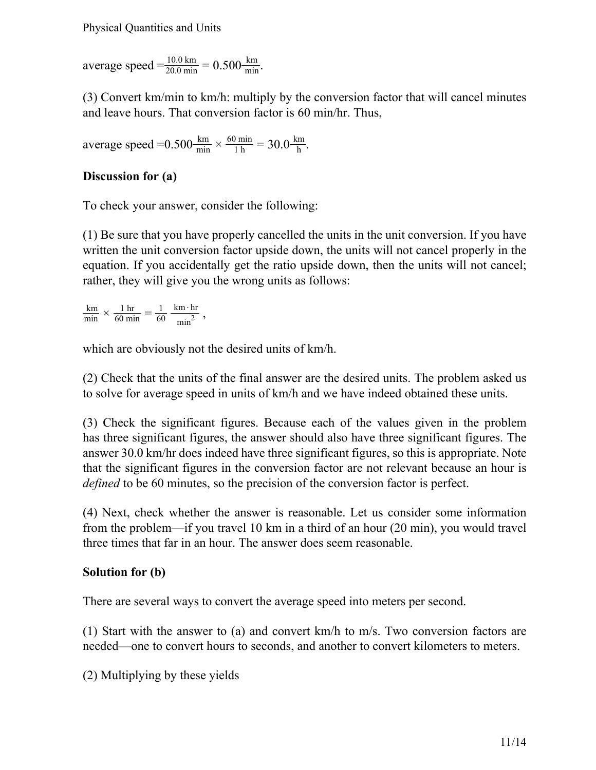average speed $= \frac{10.0 \text{ km}}{20.0 \text{ min}} = 0.500 \frac{\text{km}}{\text{min}}$.

(3) Convert km/min to km/h: multiply by the conversion factor that will cancel minutes and leave hours. That conversion factor is 60 min/hr. Thus,

average speed $= 0.500 \frac{\text{km}}{\text{min}} \times \frac{60 \text{ min}}{1 \text{ h}} = 30.0 \frac{\text{km}}{\text{h}}$.

**Discussion for (a)**

To check your answer, consider the following:

(1) Be sure that you have properly cancelled the units in the unit conversion. If you have written the unit conversion factor upside down, the units will not cancel properly in the equation. If you accidentally get the ratio upside down, then the units will not cancel; rather, they will give you the wrong units as follows:

$$\frac{\text{km}}{\text{min}} \times \frac{1 \text{ hr}}{60 \text{ min}} = \frac{1}{60} \frac{\text{km} \cdot \text{hr}}{\text{min}^2},$$

which are obviously not the desired units of km/h.

(2) Check that the units of the final answer are the desired units. The problem asked us to solve for average speed in units of km/h and we have indeed obtained these units.

(3) Check the significant figures. Because each of the values given in the problem has three significant figures, the answer should also have three significant figures. The answer 30.0 km/hr does indeed have three significant figures, so this is appropriate. Note that the significant figures in the conversion factor are not relevant because an hour is *defined* to be 60 minutes, so the precision of the conversion factor is perfect.

(4) Next, check whether the answer is reasonable. Let us consider some information from the problem—if you travel 10 km in a third of an hour (20 min), you would travel three times that far in an hour. The answer does seem reasonable.

**Solution for (b)**

There are several ways to convert the average speed into meters per second.

(1) Start with the answer to (a) and convert km/h to m/s. Two conversion factors are needed—one to convert hours to seconds, and another to convert kilometers to meters.

(2) Multiplying by these yields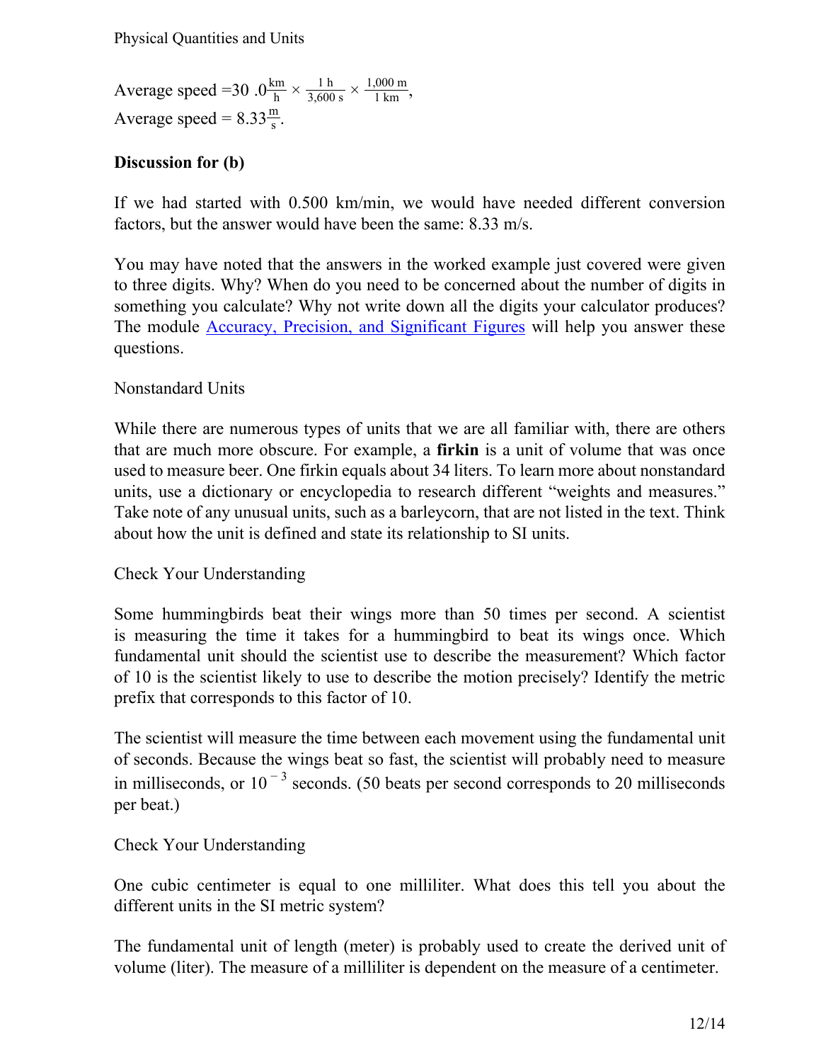$$\text{Average speed} = 30.0\frac{\text{km}}{\text{h}} \times \frac{1\text{ h}}{3{,}600\text{ s}} \times \frac{1{,}000\text{ m}}{1\text{ km}},$$

$$\text{Average speed} = 8.33\frac{\text{m}}{\text{s}}.$$

**Discussion for (b)**

If we had started with 0.500 km/min, we would have needed different conversion factors, but the answer would have been the same: 8.33 m/s.

You may have noted that the answers in the worked example just covered were given to three digits. Why? When do you need to be concerned about the number of digits in something you calculate? Why not write down all the digits your calculator produces? The module [Accuracy, Precision, and Significant Figures] will help you answer these questions.

Nonstandard Units

While there are numerous types of units that we are all familiar with, there are others that are much more obscure. For example, a **firkin** is a unit of volume that was once used to measure beer. One firkin equals about 34 liters. To learn more about nonstandard units, use a dictionary or encyclopedia to research different “weights and measures.” Take note of any unusual units, such as a barleycorn, that are not listed in the text. Think about how the unit is defined and state its relationship to SI units.

Check Your Understanding

Some hummingbirds beat their wings more than 50 times per second. A scientist is measuring the time it takes for a hummingbird to beat its wings once. Which fundamental unit should the scientist use to describe the measurement? Which factor of 10 is the scientist likely to use to describe the motion precisely? Identify the metric prefix that corresponds to this factor of 10.

The scientist will measure the time between each movement using the fundamental unit of seconds. Because the wings beat so fast, the scientist will probably need to measure in milliseconds, or $10^{-3}$ seconds. (50 beats per second corresponds to 20 milliseconds per beat.)

Check Your Understanding

One cubic centimeter is equal to one milliliter. What does this tell you about the different units in the SI metric system?

The fundamental unit of length (meter) is probably used to create the derived unit of volume (liter). The measure of a milliliter is dependent on the measure of a centimeter.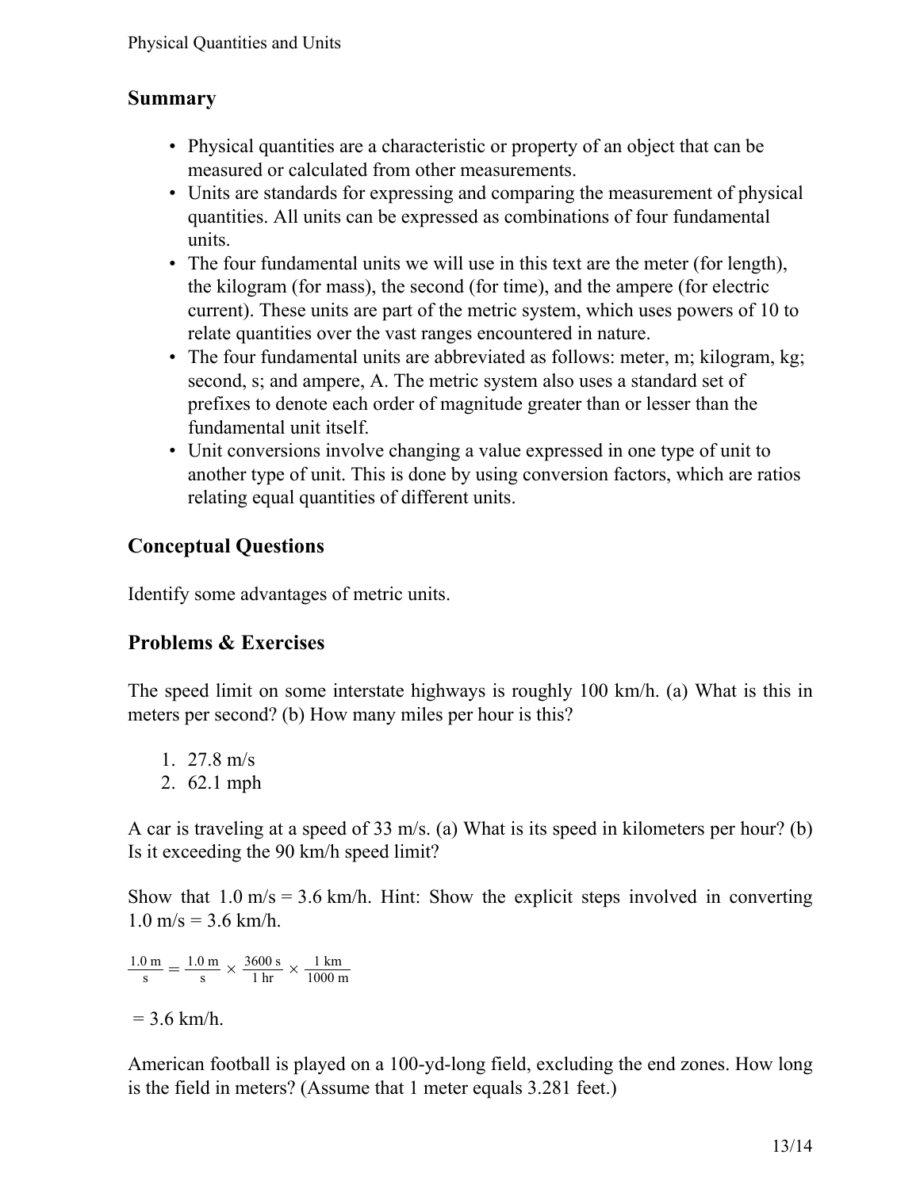## Summary

- Physical quantities are a characteristic or property of an object that can be measured or calculated from other measurements.
- Units are standards for expressing and comparing the measurement of physical quantities. All units can be expressed as combinations of four fundamental units.
- The four fundamental units we will use in this text are the meter (for length), the kilogram (for mass), the second (for time), and the ampere (for electric current). These units are part of the metric system, which uses powers of 10 to relate quantities over the vast ranges encountered in nature.
- The four fundamental units are abbreviated as follows: meter, m; kilogram, kg; second, s; and ampere, A. The metric system also uses a standard set of prefixes to denote each order of magnitude greater than or lesser than the fundamental unit itself.
- Unit conversions involve changing a value expressed in one type of unit to another type of unit. This is done by using conversion factors, which are ratios relating equal quantities of different units.

## Conceptual Questions

Identify some advantages of metric units.

## Problems & Exercises

The speed limit on some interstate highways is roughly 100 km/h. (a) What is this in meters per second? (b) How many miles per hour is this?

1. 27.8 m/s
2. 62.1 mph

A car is traveling at a speed of 33 m/s. (a) What is its speed in kilometers per hour? (b) Is it exceeding the 90 km/h speed limit?

Show that 1.0 m/s = 3.6 km/h. Hint: Show the explicit steps involved in converting 1.0 m/s = 3.6 km/h.

$$\frac{1.0\text{ m}}{\text{s}} = \frac{1.0\text{ m}}{\text{s}} \times \frac{3600\text{ s}}{1\text{ hr}} \times \frac{1\text{ km}}{1000\text{ m}}$$

= 3.6 km/h.

American football is played on a 100-yd-long field, excluding the end zones. How long is the field in meters? (Assume that 1 meter equals 3.281 feet.)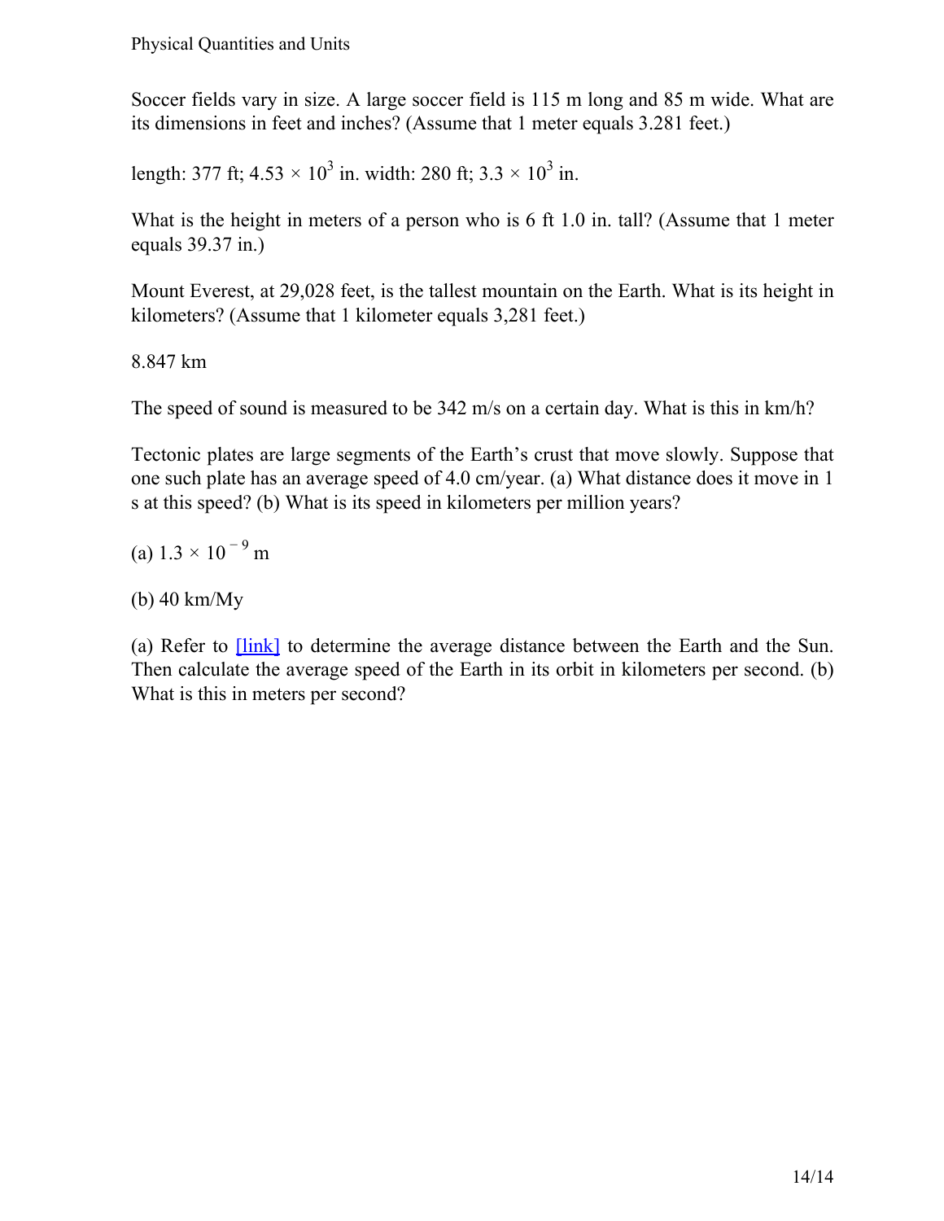Soccer fields vary in size. A large soccer field is 115 m long and 85 m wide. What are its dimensions in feet and inches? (Assume that 1 meter equals 3.281 feet.)

length: 377 ft; $4.53 \times 10^3$ in. width: 280 ft; $3.3 \times 10^3$ in.

What is the height in meters of a person who is 6 ft 1.0 in. tall? (Assume that 1 meter equals 39.37 in.)

Mount Everest, at 29,028 feet, is the tallest mountain on the Earth. What is its height in kilometers? (Assume that 1 kilometer equals 3,281 feet.)

8.847 km

The speed of sound is measured to be 342 m/s on a certain day. What is this in km/h?

Tectonic plates are large segments of the Earth's crust that move slowly. Suppose that one such plate has an average speed of 4.0 cm/year. (a) What distance does it move in 1 s at this speed? (b) What is its speed in kilometers per million years?

(a) $1.3 \times 10^{-9}$ m

(b) 40 km/My

(a) Refer to [link] to determine the average distance between the Earth and the Sun. Then calculate the average speed of the Earth in its orbit in kilometers per second. (b) What is this in meters per second?